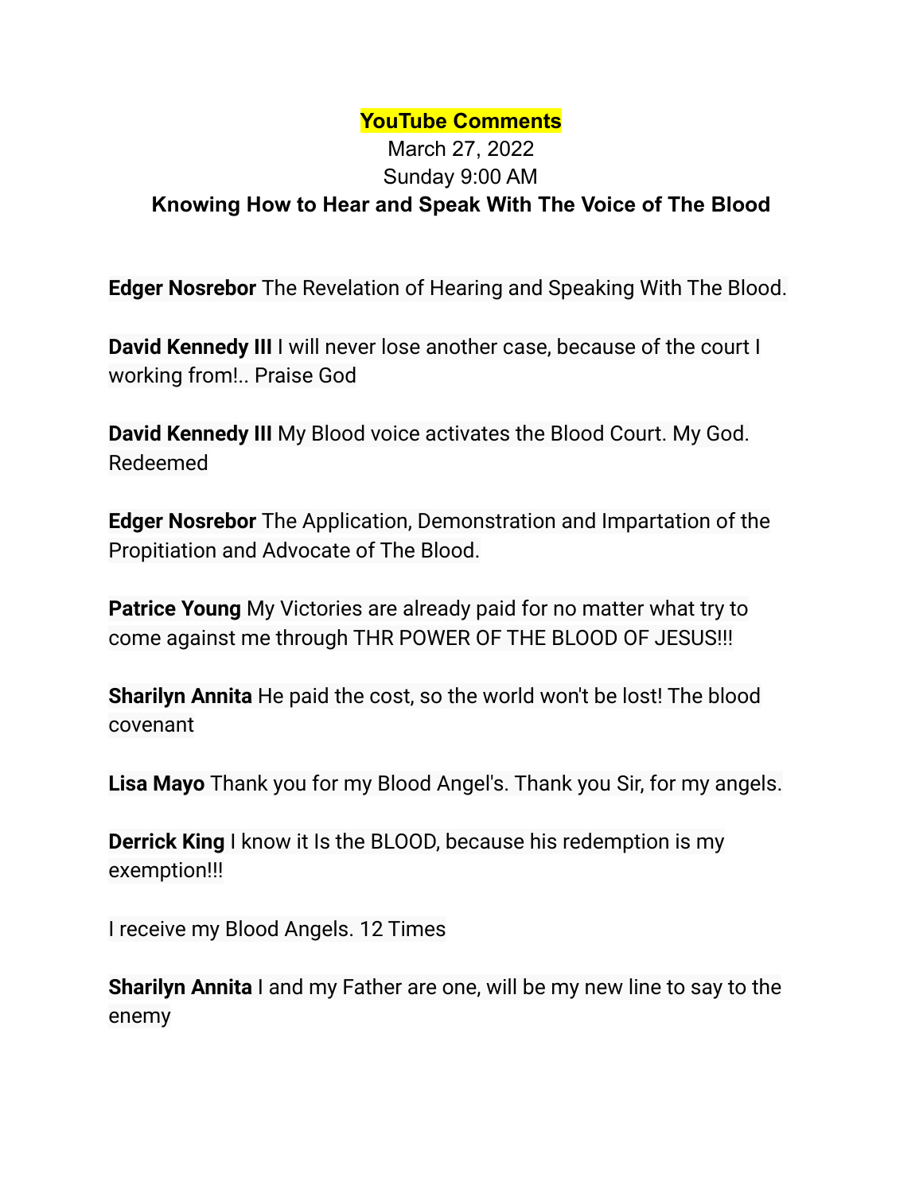**YouTube Comments**

March 27, 2022

Sunday 9:00 AM

**Knowing How to Hear and Speak With The Voice of The Blood**

**Edger Nosrebor** The Revelation of Hearing and Speaking With The Blood.

**David Kennedy III** I will never lose another case, because of the court I working from!.. Praise God

**David Kennedy III** My Blood voice activates the Blood Court. My God. Redeemed

**Edger Nosrebor** The Application, Demonstration and Impartation of the Propitiation and Advocate of The Blood.

**Patrice Young** My Victories are already paid for no matter what try to come against me through THR POWER OF THE BLOOD OF JESUS!!!

**Sharilyn Annita** He paid the cost, so the world won't be lost! The blood covenant

**Lisa Mayo** Thank you for my Blood Angel's. Thank you Sir, for my angels.

**Derrick King** I know it Is the BLOOD, because his redemption is my exemption!!!

I receive my Blood Angels. 12 Times

**Sharilyn Annita** I and my Father are one, will be my new line to say to the enemy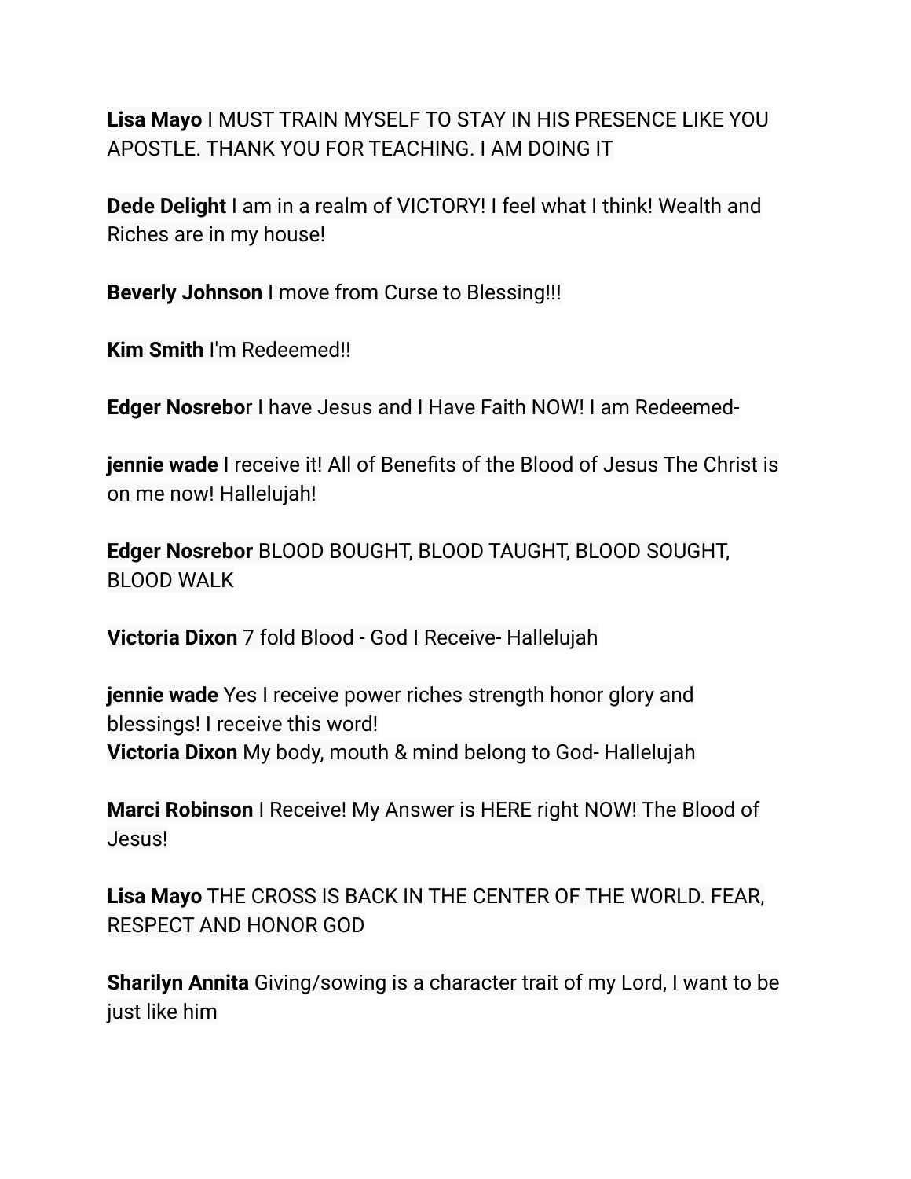**Lisa Mayo** I MUST TRAIN MYSELF TO STAY IN HIS PRESENCE LIKE YOU APOSTLE. THANK YOU FOR TEACHING. I AM DOING IT

**Dede Delight** I am in a realm of VICTORY! I feel what I think! Wealth and Riches are in my house!

**Beverly Johnson** I move from Curse to Blessing!!!

**Kim Smith** I'm Redeemed!!

**Edger Nosrebo**r I have Jesus and I Have Faith NOW! I am Redeemed-

**jennie wade** I receive it! All of Benefits of the Blood of Jesus The Christ is on me now! Hallelujah!

**Edger Nosrebor** BLOOD BOUGHT, BLOOD TAUGHT, BLOOD SOUGHT, BLOOD WALK

**Victoria Dixon** 7 fold Blood - God I Receive- Hallelujah

**jennie wade** Yes I receive power riches strength honor glory and blessings! I receive this word!
**Victoria Dixon** My body, mouth & mind belong to God- Hallelujah

**Marci Robinson** I Receive! My Answer is HERE right NOW! The Blood of Jesus!

**Lisa Mayo** THE CROSS IS BACK IN THE CENTER OF THE WORLD. FEAR, RESPECT AND HONOR GOD

**Sharilyn Annita** Giving/sowing is a character trait of my Lord, I want to be just like him